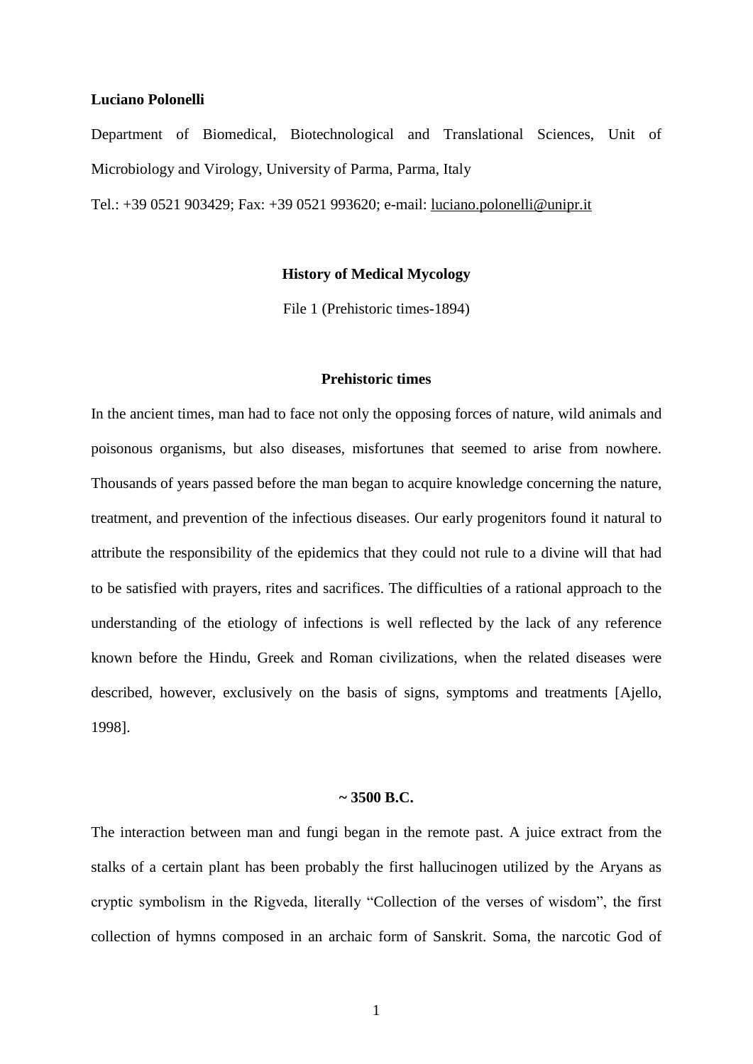**Luciano Polonelli**

Department of Biomedical, Biotechnological and Translational Sciences, Unit of Microbiology and Virology, University of Parma, Parma, Italy

Tel.: +39 0521 903429; Fax: +39 0521 993620; e-mail: luciano.polonelli@unipr.it

# History of Medical Mycology

File 1 (Prehistoric times-1894)

## Prehistoric times

In the ancient times, man had to face not only the opposing forces of nature, wild animals and poisonous organisms, but also diseases, misfortunes that seemed to arise from nowhere. Thousands of years passed before the man began to acquire knowledge concerning the nature, treatment, and prevention of the infectious diseases. Our early progenitors found it natural to attribute the responsibility of the epidemics that they could not rule to a divine will that had to be satisfied with prayers, rites and sacrifices. The difficulties of a rational approach to the understanding of the etiology of infections is well reflected by the lack of any reference known before the Hindu, Greek and Roman civilizations, when the related diseases were described, however, exclusively on the basis of signs, symptoms and treatments [Ajello, 1998].

## ~ 3500 B.C.

The interaction between man and fungi began in the remote past. A juice extract from the stalks of a certain plant has been probably the first hallucinogen utilized by the Aryans as cryptic symbolism in the Rigveda, literally "Collection of the verses of wisdom", the first collection of hymns composed in an archaic form of Sanskrit. Soma, the narcotic God of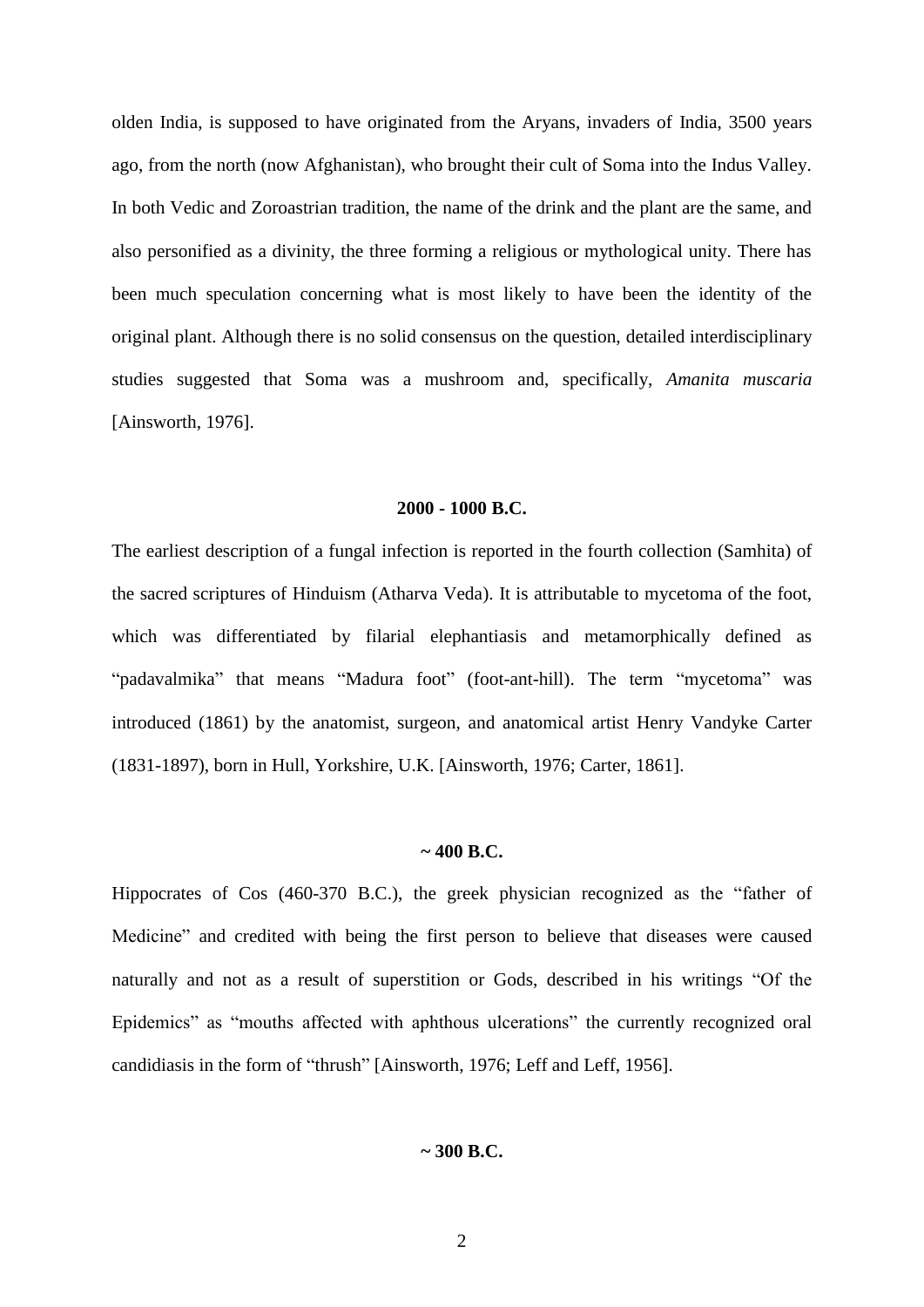olden India, is supposed to have originated from the Aryans, invaders of India, 3500 years ago, from the north (now Afghanistan), who brought their cult of Soma into the Indus Valley. In both Vedic and Zoroastrian tradition, the name of the drink and the plant are the same, and also personified as a divinity, the three forming a religious or mythological unity. There has been much speculation concerning what is most likely to have been the identity of the original plant. Although there is no solid consensus on the question, detailed interdisciplinary studies suggested that Soma was a mushroom and, specifically, *Amanita muscaria* [Ainsworth, 1976].

**2000 - 1000 B.C.**

The earliest description of a fungal infection is reported in the fourth collection (Samhita) of the sacred scriptures of Hinduism (Atharva Veda). It is attributable to mycetoma of the foot, which was differentiated by filarial elephantiasis and metamorphically defined as "padavalmika" that means "Madura foot" (foot-ant-hill). The term "mycetoma" was introduced (1861) by the anatomist, surgeon, and anatomical artist Henry Vandyke Carter (1831-1897), born in Hull, Yorkshire, U.K. [Ainsworth, 1976; Carter, 1861].

**~ 400 B.C.**

Hippocrates of Cos (460-370 B.C.), the greek physician recognized as the "father of Medicine" and credited with being the first person to believe that diseases were caused naturally and not as a result of superstition or Gods, described in his writings "Of the Epidemics" as "mouths affected with aphthous ulcerations" the currently recognized oral candidiasis in the form of "thrush" [Ainsworth, 1976; Leff and Leff, 1956].

**~ 300 B.C.**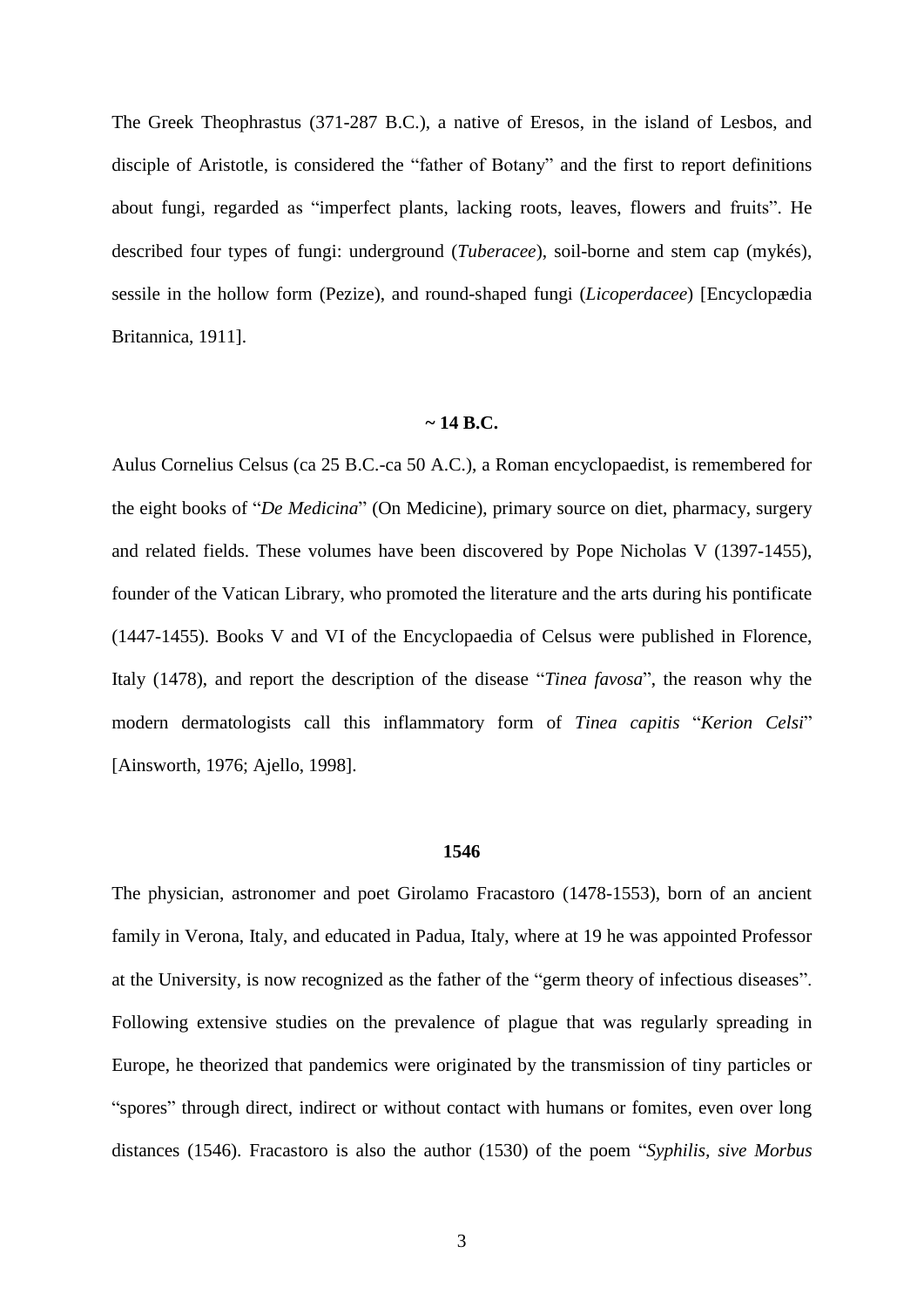The Greek Theophrastus (371-287 B.C.), a native of Eresos, in the island of Lesbos, and disciple of Aristotle, is considered the "father of Botany" and the first to report definitions about fungi, regarded as "imperfect plants, lacking roots, leaves, flowers and fruits". He described four types of fungi: underground (*Tuberacee*), soil-borne and stem cap (mykés), sessile in the hollow form (Pezize), and round-shaped fungi (*Licoperdacee*) [Encyclopædia Britannica, 1911].

**~ 14 B.C.**

Aulus Cornelius Celsus (ca 25 B.C.-ca 50 A.C.), a Roman encyclopaedist, is remembered for the eight books of "*De Medicina*" (On Medicine), primary source on diet, pharmacy, surgery and related fields. These volumes have been discovered by Pope Nicholas V (1397-1455), founder of the Vatican Library, who promoted the literature and the arts during his pontificate (1447-1455). Books V and VI of the Encyclopaedia of Celsus were published in Florence, Italy (1478), and report the description of the disease "*Tinea favosa*", the reason why the modern dermatologists call this inflammatory form of *Tinea capitis* "*Kerion Celsi*" [Ainsworth, 1976; Ajello, 1998].

**1546**

The physician, astronomer and poet Girolamo Fracastoro (1478-1553), born of an ancient family in Verona, Italy, and educated in Padua, Italy, where at 19 he was appointed Professor at the University, is now recognized as the father of the "germ theory of infectious diseases". Following extensive studies on the prevalence of plague that was regularly spreading in Europe, he theorized that pandemics were originated by the transmission of tiny particles or "spores" through direct, indirect or without contact with humans or fomites, even over long distances (1546). Fracastoro is also the author (1530) of the poem "*Syphilis, sive Morbus*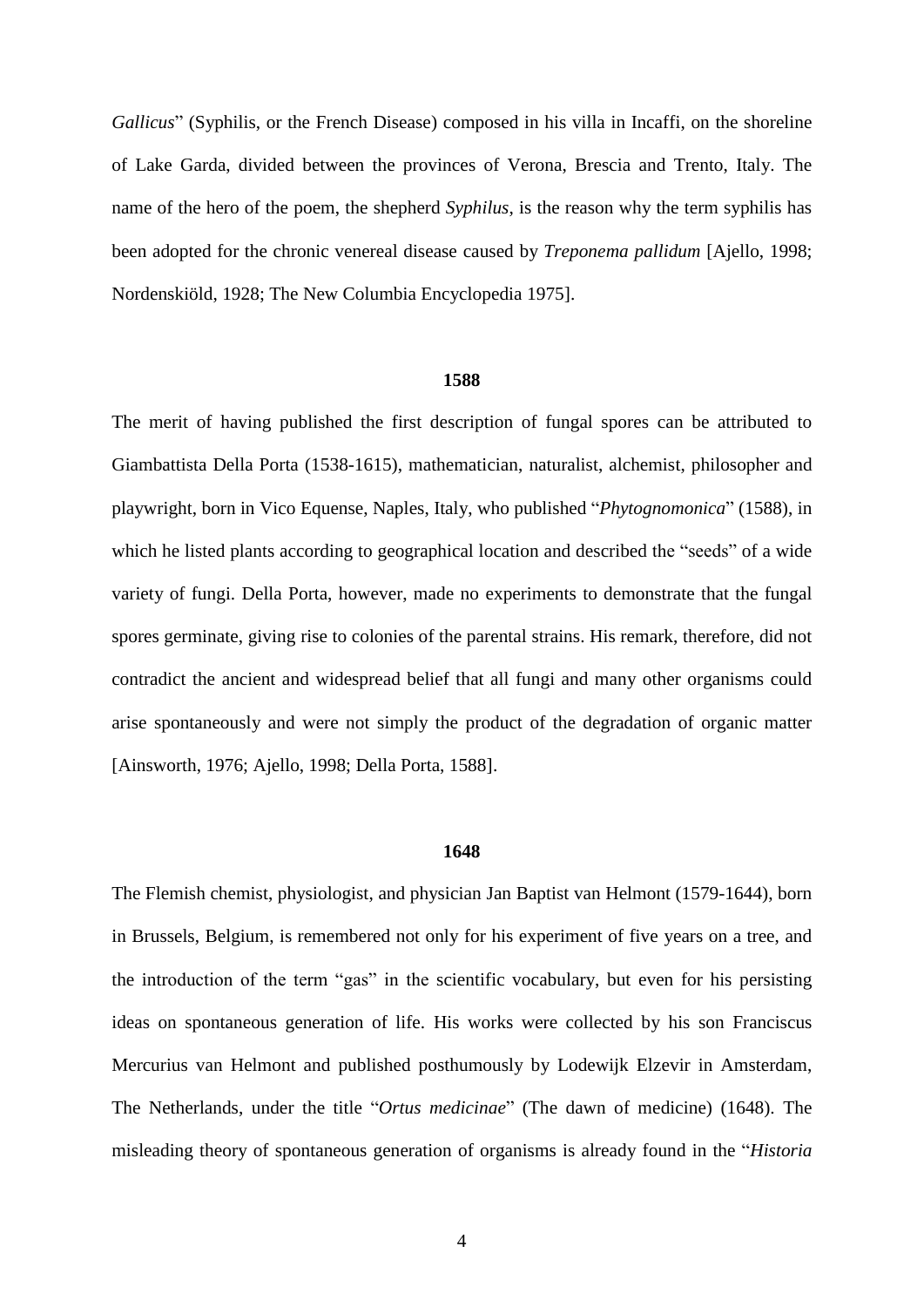*Gallicus*" (Syphilis, or the French Disease) composed in his villa in Incaffi, on the shoreline of Lake Garda, divided between the provinces of Verona, Brescia and Trento, Italy. The name of the hero of the poem, the shepherd *Syphilus*, is the reason why the term syphilis has been adopted for the chronic venereal disease caused by *Treponema pallidum* [Ajello, 1998; Nordenskiöld, 1928; The New Columbia Encyclopedia 1975].

**1588**

The merit of having published the first description of fungal spores can be attributed to Giambattista Della Porta (1538-1615), mathematician, naturalist, alchemist, philosopher and playwright, born in Vico Equense, Naples, Italy, who published "*Phytognomonica*" (1588), in which he listed plants according to geographical location and described the "seeds" of a wide variety of fungi. Della Porta, however, made no experiments to demonstrate that the fungal spores germinate, giving rise to colonies of the parental strains. His remark, therefore, did not contradict the ancient and widespread belief that all fungi and many other organisms could arise spontaneously and were not simply the product of the degradation of organic matter [Ainsworth, 1976; Ajello, 1998; Della Porta, 1588].

**1648**

The Flemish chemist, physiologist, and physician Jan Baptist van Helmont (1579-1644), born in Brussels, Belgium, is remembered not only for his experiment of five years on a tree, and the introduction of the term "gas" in the scientific vocabulary, but even for his persisting ideas on spontaneous generation of life. His works were collected by his son Franciscus Mercurius van Helmont and published posthumously by Lodewijk Elzevir in Amsterdam, The Netherlands, under the title "*Ortus medicinae*" (The dawn of medicine) (1648). The misleading theory of spontaneous generation of organisms is already found in the "*Historia*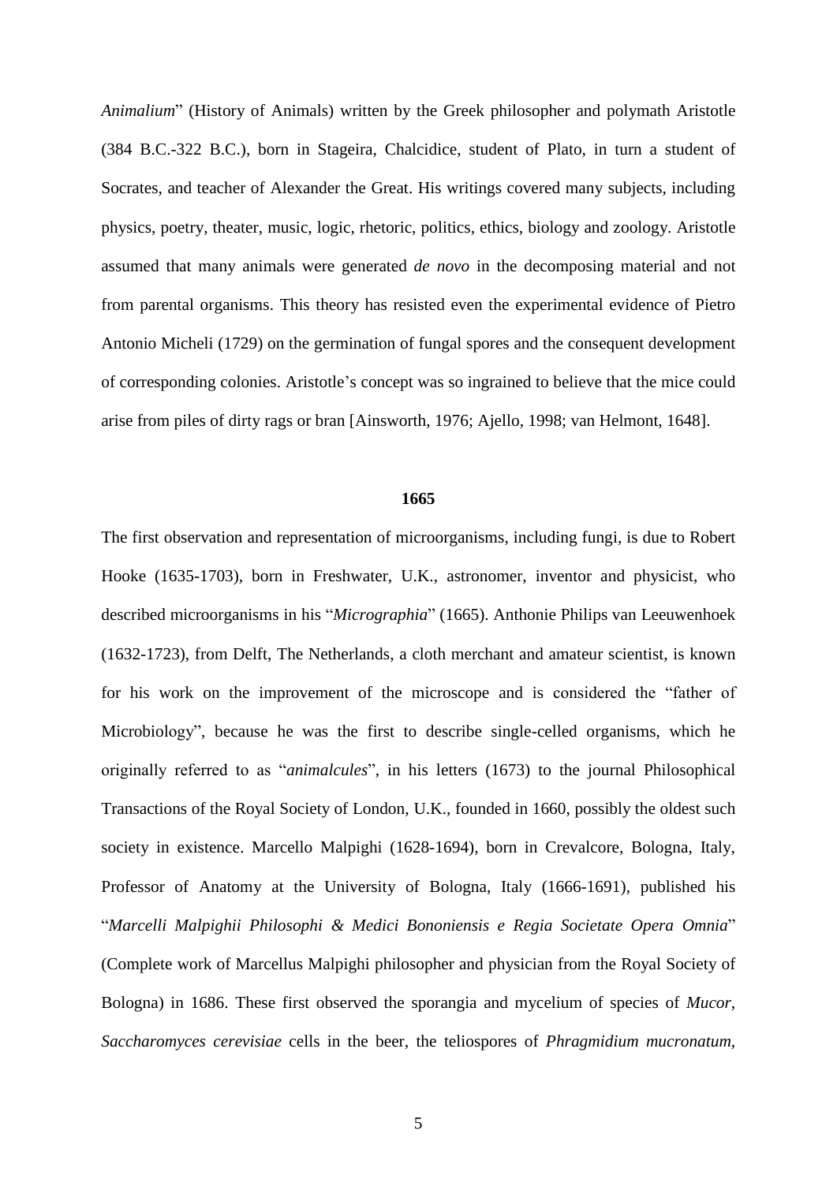*Animalium*" (History of Animals) written by the Greek philosopher and polymath Aristotle (384 B.C.-322 B.C.), born in Stageira, Chalcidice, student of Plato, in turn a student of Socrates, and teacher of Alexander the Great. His writings covered many subjects, including physics, poetry, theater, music, logic, rhetoric, politics, ethics, biology and zoology. Aristotle assumed that many animals were generated *de novo* in the decomposing material and not from parental organisms. This theory has resisted even the experimental evidence of Pietro Antonio Micheli (1729) on the germination of fungal spores and the consequent development of corresponding colonies. Aristotle's concept was so ingrained to believe that the mice could arise from piles of dirty rags or bran [Ainsworth, 1976; Ajello, 1998; van Helmont, 1648].

**1665**

The first observation and representation of microorganisms, including fungi, is due to Robert Hooke (1635-1703), born in Freshwater, U.K., astronomer, inventor and physicist, who described microorganisms in his "*Micrographia*" (1665). Anthonie Philips van Leeuwenhoek (1632-1723), from Delft, The Netherlands, a cloth merchant and amateur scientist, is known for his work on the improvement of the microscope and is considered the "father of Microbiology", because he was the first to describe single-celled organisms, which he originally referred to as "*animalcules*", in his letters (1673) to the journal Philosophical Transactions of the Royal Society of London, U.K., founded in 1660, possibly the oldest such society in existence. Marcello Malpighi (1628-1694), born in Crevalcore, Bologna, Italy, Professor of Anatomy at the University of Bologna, Italy (1666-1691), published his "*Marcelli Malpighii Philosophi & Medici Bononiensis e Regia Societate Opera Omnia*" (Complete work of Marcellus Malpighi philosopher and physician from the Royal Society of Bologna) in 1686. These first observed the sporangia and mycelium of species of *Mucor*, *Saccharomyces cerevisiae* cells in the beer, the teliospores of *Phragmidium mucronatum*,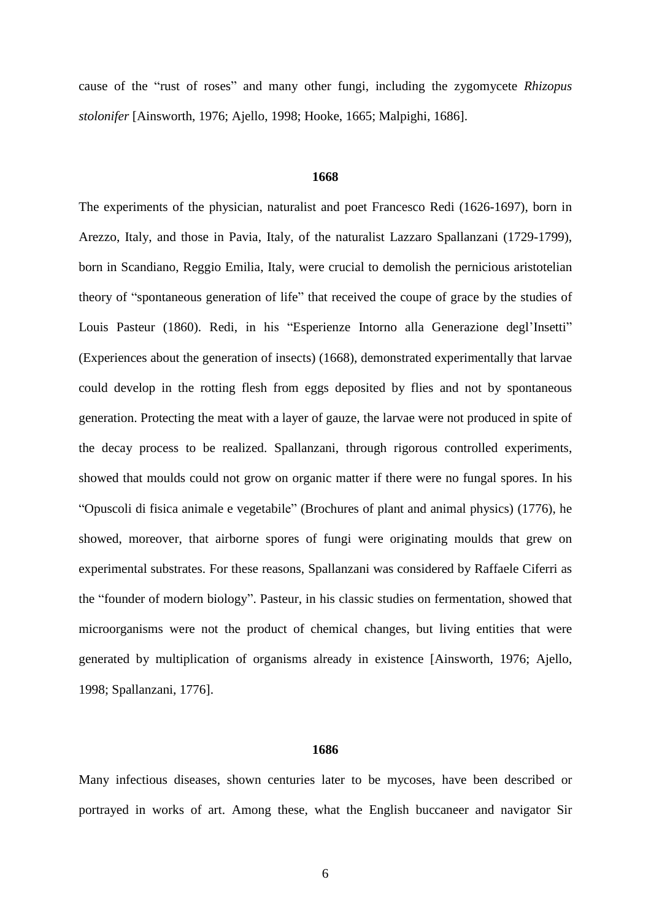cause of the "rust of roses" and many other fungi, including the zygomycete *Rhizopus stolonifer* [Ainsworth, 1976; Ajello, 1998; Hooke, 1665; Malpighi, 1686].

**1668**

The experiments of the physician, naturalist and poet Francesco Redi (1626-1697), born in Arezzo, Italy, and those in Pavia, Italy, of the naturalist Lazzaro Spallanzani (1729-1799), born in Scandiano, Reggio Emilia, Italy, were crucial to demolish the pernicious aristotelian theory of "spontaneous generation of life" that received the coupe of grace by the studies of Louis Pasteur (1860). Redi, in his "Esperienze Intorno alla Generazione degl'Insetti" (Experiences about the generation of insects) (1668), demonstrated experimentally that larvae could develop in the rotting flesh from eggs deposited by flies and not by spontaneous generation. Protecting the meat with a layer of gauze, the larvae were not produced in spite of the decay process to be realized. Spallanzani, through rigorous controlled experiments, showed that moulds could not grow on organic matter if there were no fungal spores. In his "Opuscoli di fisica animale e vegetabile" (Brochures of plant and animal physics) (1776), he showed, moreover, that airborne spores of fungi were originating moulds that grew on experimental substrates. For these reasons, Spallanzani was considered by Raffaele Ciferri as the "founder of modern biology". Pasteur, in his classic studies on fermentation, showed that microorganisms were not the product of chemical changes, but living entities that were generated by multiplication of organisms already in existence [Ainsworth, 1976; Ajello, 1998; Spallanzani, 1776].

**1686**

Many infectious diseases, shown centuries later to be mycoses, have been described or portrayed in works of art. Among these, what the English buccaneer and navigator Sir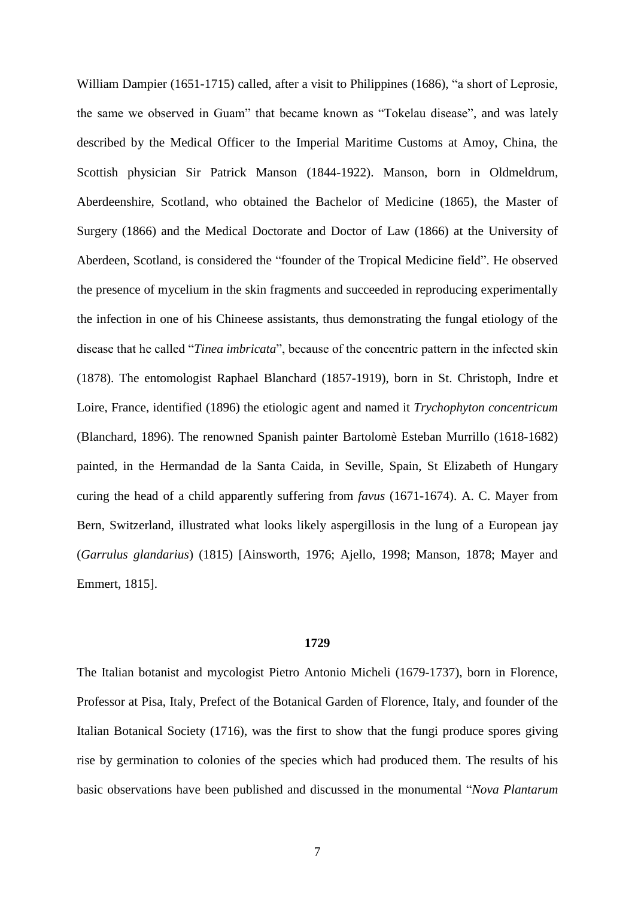William Dampier (1651-1715) called, after a visit to Philippines (1686), “a short of Leprosie, the same we observed in Guam” that became known as “Tokelau disease”, and was lately described by the Medical Officer to the Imperial Maritime Customs at Amoy, China, the Scottish physician Sir Patrick Manson (1844-1922). Manson, born in Oldmeldrum, Aberdeenshire, Scotland, who obtained the Bachelor of Medicine (1865), the Master of Surgery (1866) and the Medical Doctorate and Doctor of Law (1866) at the University of Aberdeen, Scotland, is considered the “founder of the Tropical Medicine field”. He observed the presence of mycelium in the skin fragments and succeeded in reproducing experimentally the infection in one of his Chineese assistants, thus demonstrating the fungal etiology of the disease that he called “*Tinea imbricata*”, because of the concentric pattern in the infected skin (1878). The entomologist Raphael Blanchard (1857-1919), born in St. Christoph, Indre et Loire, France, identified (1896) the etiologic agent and named it *Trychophyton concentricum* (Blanchard, 1896). The renowned Spanish painter Bartolomè Esteban Murrillo (1618-1682) painted, in the Hermandad de la Santa Caida, in Seville, Spain, St Elizabeth of Hungary curing the head of a child apparently suffering from *favus* (1671-1674). A. C. Mayer from Bern, Switzerland, illustrated what looks likely aspergillosis in the lung of a European jay (*Garrulus glandarius*) (1815) [Ainsworth, 1976; Ajello, 1998; Manson, 1878; Mayer and Emmert, 1815].

**1729**

The Italian botanist and mycologist Pietro Antonio Micheli (1679-1737), born in Florence, Professor at Pisa, Italy, Prefect of the Botanical Garden of Florence, Italy, and founder of the Italian Botanical Society (1716), was the first to show that the fungi produce spores giving rise by germination to colonies of the species which had produced them. The results of his basic observations have been published and discussed in the monumental “*Nova Plantarum*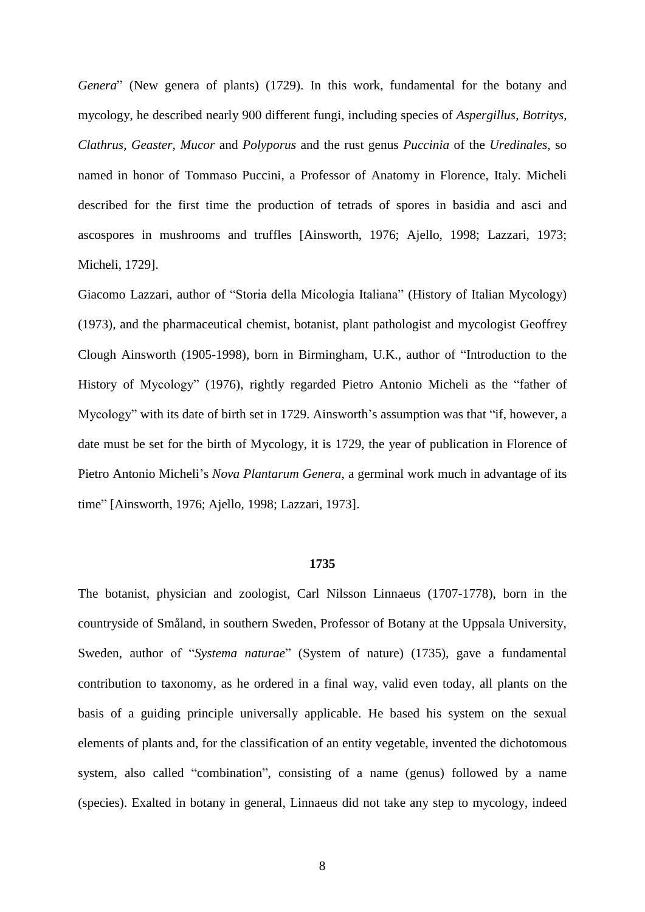*Genera*" (New genera of plants) (1729). In this work, fundamental for the botany and mycology, he described nearly 900 different fungi, including species of *Aspergillus*, *Botritys*, *Clathrus*, *Geaster*, *Mucor* and *Polyporus* and the rust genus *Puccinia* of the *Uredinales*, so named in honor of Tommaso Puccini, a Professor of Anatomy in Florence, Italy. Micheli described for the first time the production of tetrads of spores in basidia and asci and ascospores in mushrooms and truffles [Ainsworth, 1976; Ajello, 1998; Lazzari, 1973; Micheli, 1729].

Giacomo Lazzari, author of "Storia della Micologia Italiana" (History of Italian Mycology) (1973), and the pharmaceutical chemist, botanist, plant pathologist and mycologist Geoffrey Clough Ainsworth (1905-1998), born in Birmingham, U.K., author of "Introduction to the History of Mycology" (1976), rightly regarded Pietro Antonio Micheli as the "father of Mycology" with its date of birth set in 1729. Ainsworth's assumption was that "if, however, a date must be set for the birth of Mycology, it is 1729, the year of publication in Florence of Pietro Antonio Micheli's *Nova Plantarum Genera*, a germinal work much in advantage of its time" [Ainsworth, 1976; Ajello, 1998; Lazzari, 1973].

## 1735

The botanist, physician and zoologist, Carl Nilsson Linnaeus (1707-1778), born in the countryside of Småland, in southern Sweden, Professor of Botany at the Uppsala University, Sweden, author of "*Systema naturae*" (System of nature) (1735), gave a fundamental contribution to taxonomy, as he ordered in a final way, valid even today, all plants on the basis of a guiding principle universally applicable. He based his system on the sexual elements of plants and, for the classification of an entity vegetable, invented the dichotomous system, also called "combination", consisting of a name (genus) followed by a name (species). Exalted in botany in general, Linnaeus did not take any step to mycology, indeed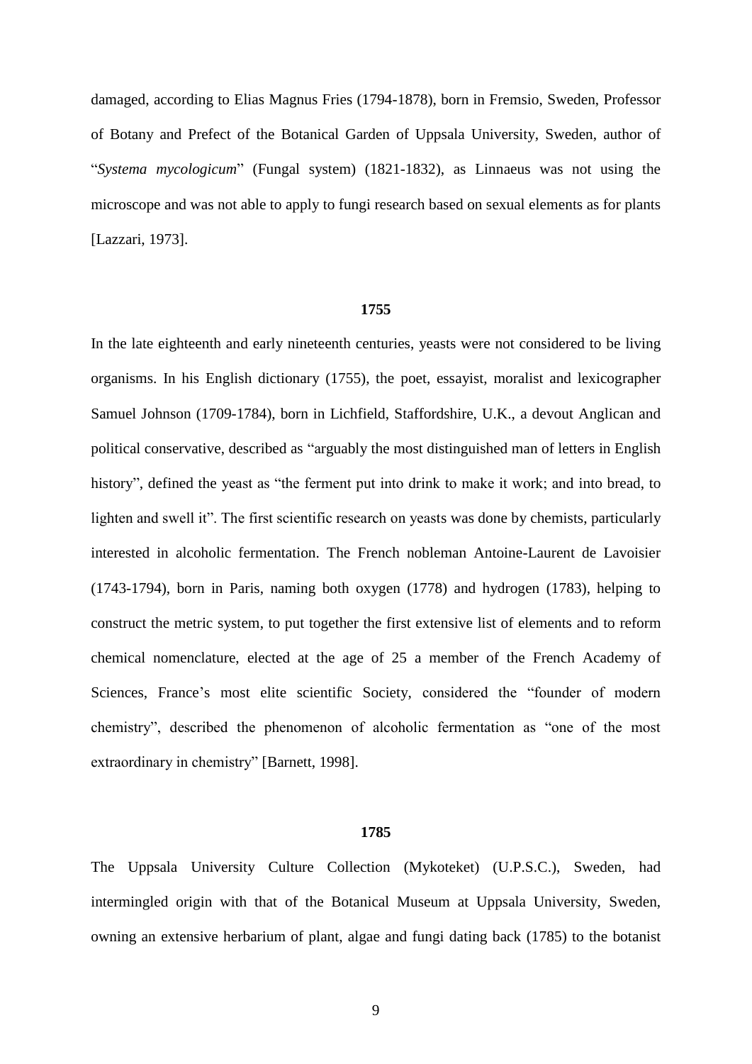damaged, according to Elias Magnus Fries (1794-1878), born in Fremsio, Sweden, Professor of Botany and Prefect of the Botanical Garden of Uppsala University, Sweden, author of "*Systema mycologicum*" (Fungal system) (1821-1832), as Linnaeus was not using the microscope and was not able to apply to fungi research based on sexual elements as for plants [Lazzari, 1973].

**1755**

In the late eighteenth and early nineteenth centuries, yeasts were not considered to be living organisms. In his English dictionary (1755), the poet, essayist, moralist and lexicographer Samuel Johnson (1709-1784), born in Lichfield, Staffordshire, U.K., a devout Anglican and political conservative, described as "arguably the most distinguished man of letters in English history", defined the yeast as "the ferment put into drink to make it work; and into bread, to lighten and swell it". The first scientific research on yeasts was done by chemists, particularly interested in alcoholic fermentation. The French nobleman Antoine-Laurent de Lavoisier (1743-1794), born in Paris, naming both oxygen (1778) and hydrogen (1783), helping to construct the metric system, to put together the first extensive list of elements and to reform chemical nomenclature, elected at the age of 25 a member of the French Academy of Sciences, France's most elite scientific Society, considered the "founder of modern chemistry", described the phenomenon of alcoholic fermentation as "one of the most extraordinary in chemistry" [Barnett, 1998].

**1785**

The Uppsala University Culture Collection (Mykoteket) (U.P.S.C.), Sweden, had intermingled origin with that of the Botanical Museum at Uppsala University, Sweden, owning an extensive herbarium of plant, algae and fungi dating back (1785) to the botanist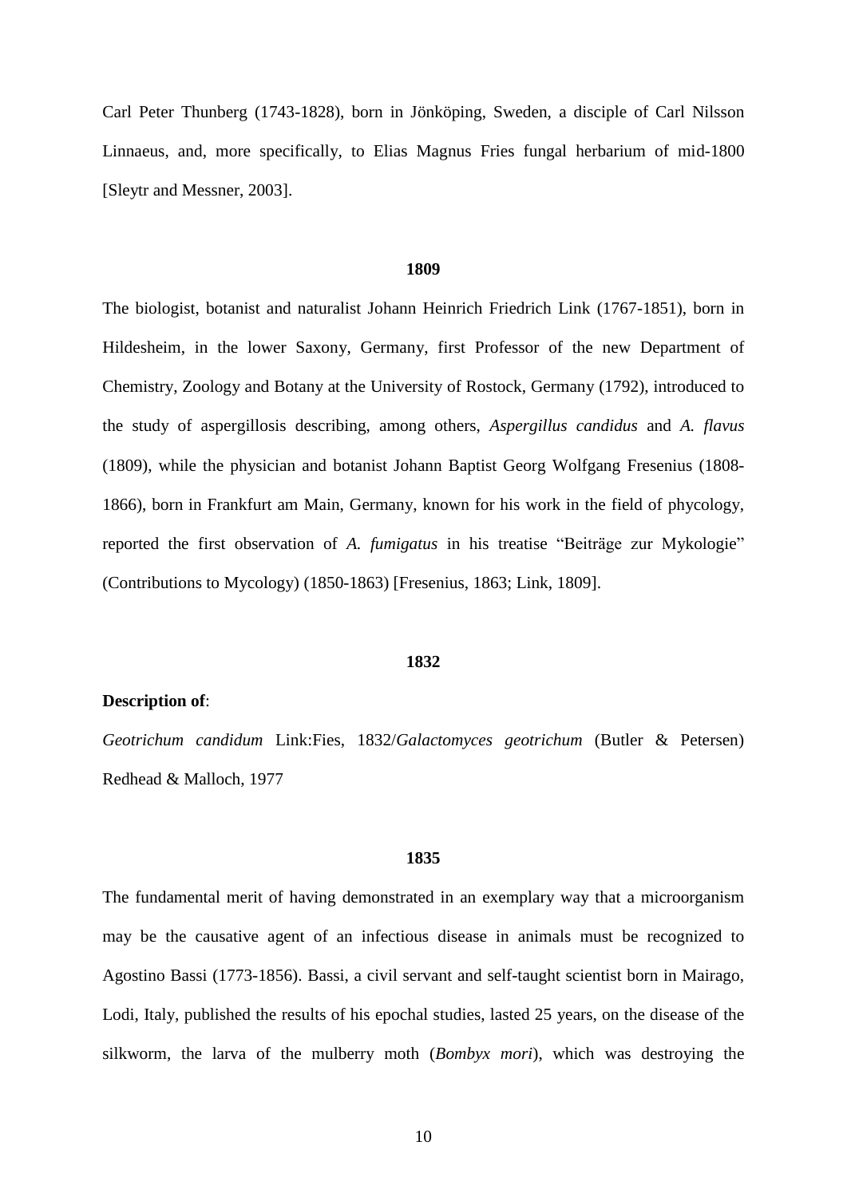Carl Peter Thunberg (1743-1828), born in Jönköping, Sweden, a disciple of Carl Nilsson Linnaeus, and, more specifically, to Elias Magnus Fries fungal herbarium of mid-1800 [Sleytr and Messner, 2003].

**1809**

The biologist, botanist and naturalist Johann Heinrich Friedrich Link (1767-1851), born in Hildesheim, in the lower Saxony, Germany, first Professor of the new Department of Chemistry, Zoology and Botany at the University of Rostock, Germany (1792), introduced to the study of aspergillosis describing, among others, *Aspergillus candidus* and *A. flavus* (1809), while the physician and botanist Johann Baptist Georg Wolfgang Fresenius (1808-1866), born in Frankfurt am Main, Germany, known for his work in the field of phycology, reported the first observation of *A. fumigatus* in his treatise "Beiträge zur Mykologie" (Contributions to Mycology) (1850-1863) [Fresenius, 1863; Link, 1809].

**1832**

**Description of**:

*Geotrichum candidum* Link:Fies, 1832/*Galactomyces geotrichum* (Butler & Petersen) Redhead & Malloch, 1977

**1835**

The fundamental merit of having demonstrated in an exemplary way that a microorganism may be the causative agent of an infectious disease in animals must be recognized to Agostino Bassi (1773-1856). Bassi, a civil servant and self-taught scientist born in Mairago, Lodi, Italy, published the results of his epochal studies, lasted 25 years, on the disease of the silkworm, the larva of the mulberry moth (*Bombyx mori*), which was destroying the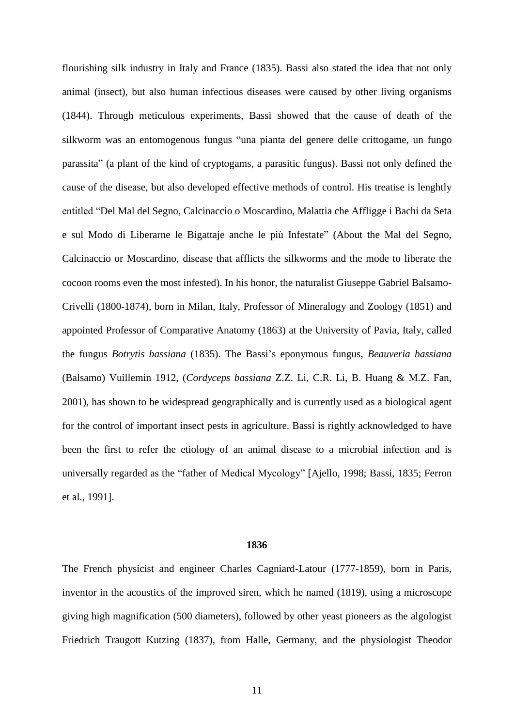flourishing silk industry in Italy and France (1835). Bassi also stated the idea that not only animal (insect), but also human infectious diseases were caused by other living organisms (1844). Through meticulous experiments, Bassi showed that the cause of death of the silkworm was an entomogenous fungus "una pianta del genere delle crittogame, un fungo parassita" (a plant of the kind of cryptogams, a parasitic fungus). Bassi not only defined the cause of the disease, but also developed effective methods of control. His treatise is lenghtly entitled "Del Mal del Segno, Calcinaccio o Moscardino, Malattia che Affligge i Bachi da Seta e sul Modo di Liberarne le Bigattaje anche le più Infestate" (About the Mal del Segno, Calcinaccio or Moscardino, disease that afflicts the silkworms and the mode to liberate the cocoon rooms even the most infested). In his honor, the naturalist Giuseppe Gabriel Balsamo-Crivelli (1800-1874), born in Milan, Italy, Professor of Mineralogy and Zoology (1851) and appointed Professor of Comparative Anatomy (1863) at the University of Pavia, Italy, called the fungus *Botrytis bassiana* (1835). The Bassi's eponymous fungus, *Beauveria bassiana* (Balsamo) Vuillemin 1912, (*Cordyceps bassiana* Z.Z. Li, C.R. Li, B. Huang & M.Z. Fan, 2001), has shown to be widespread geographically and is currently used as a biological agent for the control of important insect pests in agriculture. Bassi is rightly acknowledged to have been the first to refer the etiology of an animal disease to a microbial infection and is universally regarded as the "father of Medical Mycology" [Ajello, 1998; Bassi, 1835; Ferron et al., 1991].

## 1836

The French physicist and engineer Charles Cagniard-Latour (1777-1859), born in Paris, inventor in the acoustics of the improved siren, which he named (1819), using a microscope giving high magnification (500 diameters), followed by other yeast pioneers as the algologist Friedrich Traugott Kutzing (1837), from Halle, Germany, and the physiologist Theodor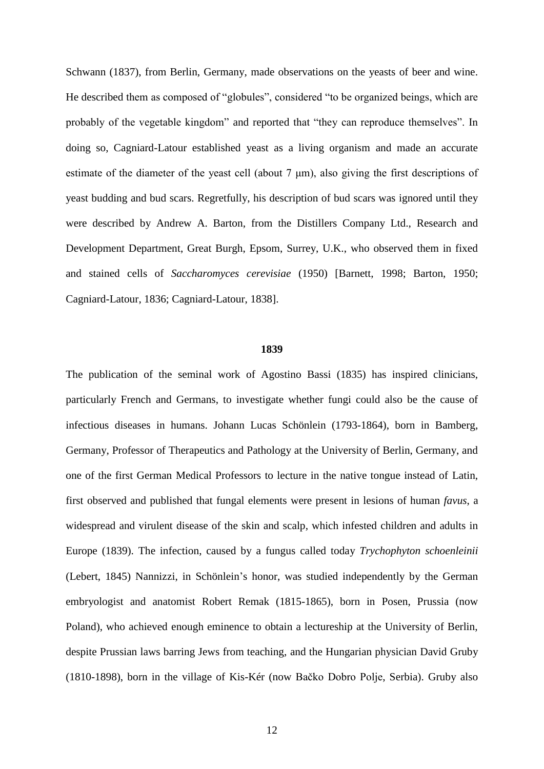Schwann (1837), from Berlin, Germany, made observations on the yeasts of beer and wine. He described them as composed of "globules", considered "to be organized beings, which are probably of the vegetable kingdom" and reported that "they can reproduce themselves". In doing so, Cagniard-Latour established yeast as a living organism and made an accurate estimate of the diameter of the yeast cell (about 7 μm), also giving the first descriptions of yeast budding and bud scars. Regretfully, his description of bud scars was ignored until they were described by Andrew A. Barton, from the Distillers Company Ltd., Research and Development Department, Great Burgh, Epsom, Surrey, U.K., who observed them in fixed and stained cells of *Saccharomyces cerevisiae* (1950) [Barnett, 1998; Barton, 1950; Cagniard-Latour, 1836; Cagniard-Latour, 1838].

**1839**

The publication of the seminal work of Agostino Bassi (1835) has inspired clinicians, particularly French and Germans, to investigate whether fungi could also be the cause of infectious diseases in humans. Johann Lucas Schönlein (1793-1864), born in Bamberg, Germany, Professor of Therapeutics and Pathology at the University of Berlin, Germany, and one of the first German Medical Professors to lecture in the native tongue instead of Latin, first observed and published that fungal elements were present in lesions of human *favus*, a widespread and virulent disease of the skin and scalp, which infested children and adults in Europe (1839). The infection, caused by a fungus called today *Trychophyton schoenleinii* (Lebert, 1845) Nannizzi, in Schönlein's honor, was studied independently by the German embryologist and anatomist Robert Remak (1815-1865), born in Posen, Prussia (now Poland), who achieved enough eminence to obtain a lectureship at the University of Berlin, despite Prussian laws barring Jews from teaching, and the Hungarian physician David Gruby (1810-1898), born in the village of Kis-Kér (now Bačko Dobro Polje, Serbia). Gruby also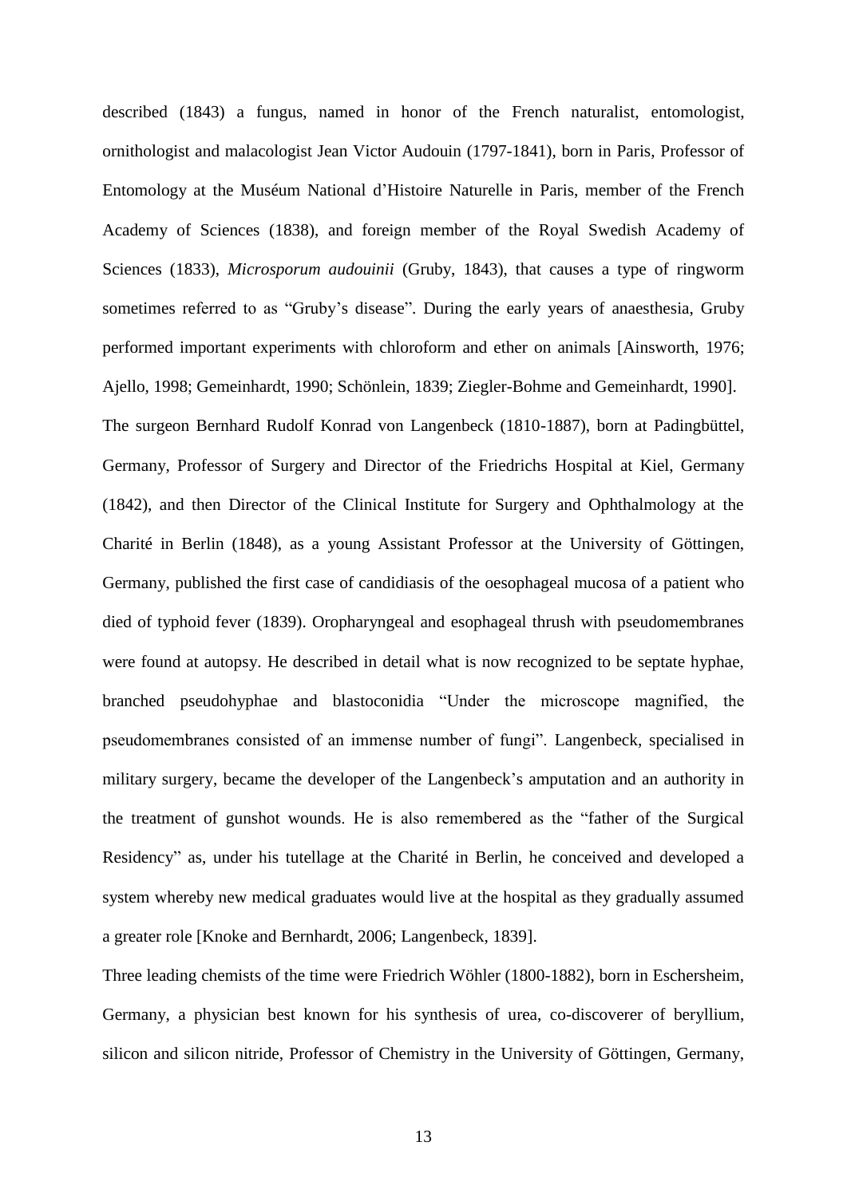described (1843) a fungus, named in honor of the French naturalist, entomologist, ornithologist and malacologist Jean Victor Audouin (1797-1841), born in Paris, Professor of Entomology at the Muséum National d'Histoire Naturelle in Paris, member of the French Academy of Sciences (1838), and foreign member of the Royal Swedish Academy of Sciences (1833), *Microsporum audouinii* (Gruby, 1843), that causes a type of ringworm sometimes referred to as "Gruby's disease". During the early years of anaesthesia, Gruby performed important experiments with chloroform and ether on animals [Ainsworth, 1976; Ajello, 1998; Gemeinhardt, 1990; Schönlein, 1839; Ziegler-Bohme and Gemeinhardt, 1990].

The surgeon Bernhard Rudolf Konrad von Langenbeck (1810-1887), born at Padingbüttel, Germany, Professor of Surgery and Director of the Friedrichs Hospital at Kiel, Germany (1842), and then Director of the Clinical Institute for Surgery and Ophthalmology at the Charité in Berlin (1848), as a young Assistant Professor at the University of Göttingen, Germany, published the first case of candidiasis of the oesophageal mucosa of a patient who died of typhoid fever (1839). Oropharyngeal and esophageal thrush with pseudomembranes were found at autopsy. He described in detail what is now recognized to be septate hyphae, branched pseudohyphae and blastoconidia "Under the microscope magnified, the pseudomembranes consisted of an immense number of fungi". Langenbeck, specialised in military surgery, became the developer of the Langenbeck's amputation and an authority in the treatment of gunshot wounds. He is also remembered as the "father of the Surgical Residency" as, under his tutellage at the Charité in Berlin, he conceived and developed a system whereby new medical graduates would live at the hospital as they gradually assumed a greater role [Knoke and Bernhardt, 2006; Langenbeck, 1839].

Three leading chemists of the time were Friedrich Wöhler (1800-1882), born in Eschersheim, Germany, a physician best known for his synthesis of urea, co-discoverer of beryllium, silicon and silicon nitride, Professor of Chemistry in the University of Göttingen, Germany,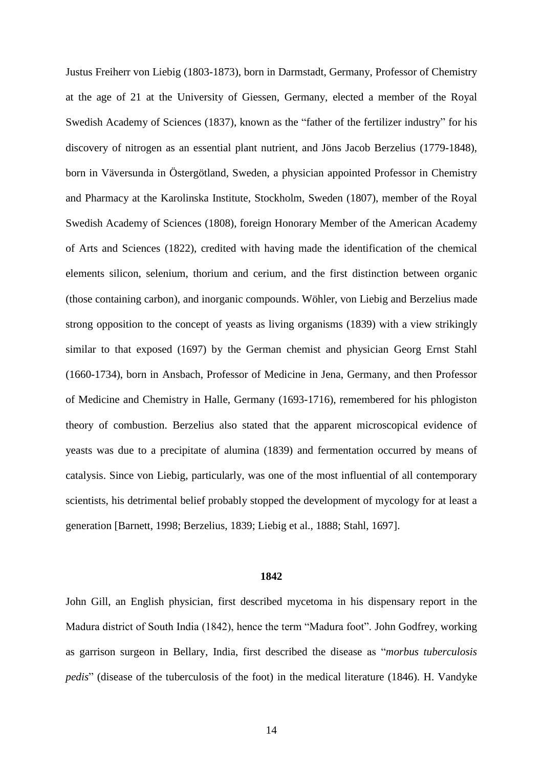Justus Freiherr von Liebig (1803-1873), born in Darmstadt, Germany, Professor of Chemistry at the age of 21 at the University of Giessen, Germany, elected a member of the Royal Swedish Academy of Sciences (1837), known as the "father of the fertilizer industry" for his discovery of nitrogen as an essential plant nutrient, and Jöns Jacob Berzelius (1779-1848), born in Väversunda in Östergötland, Sweden, a physician appointed Professor in Chemistry and Pharmacy at the Karolinska Institute, Stockholm, Sweden (1807), member of the Royal Swedish Academy of Sciences (1808), foreign Honorary Member of the American Academy of Arts and Sciences (1822), credited with having made the identification of the chemical elements silicon, selenium, thorium and cerium, and the first distinction between organic (those containing carbon), and inorganic compounds. Wöhler, von Liebig and Berzelius made strong opposition to the concept of yeasts as living organisms (1839) with a view strikingly similar to that exposed (1697) by the German chemist and physician Georg Ernst Stahl (1660-1734), born in Ansbach, Professor of Medicine in Jena, Germany, and then Professor of Medicine and Chemistry in Halle, Germany (1693-1716), remembered for his phlogiston theory of combustion. Berzelius also stated that the apparent microscopical evidence of yeasts was due to a precipitate of alumina (1839) and fermentation occurred by means of catalysis. Since von Liebig, particularly, was one of the most influential of all contemporary scientists, his detrimental belief probably stopped the development of mycology for at least a generation [Barnett, 1998; Berzelius, 1839; Liebig et al., 1888; Stahl, 1697].

**1842**

John Gill, an English physician, first described mycetoma in his dispensary report in the Madura district of South India (1842), hence the term "Madura foot". John Godfrey, working as garrison surgeon in Bellary, India, first described the disease as "*morbus tuberculosis pedis*" (disease of the tuberculosis of the foot) in the medical literature (1846). H. Vandyke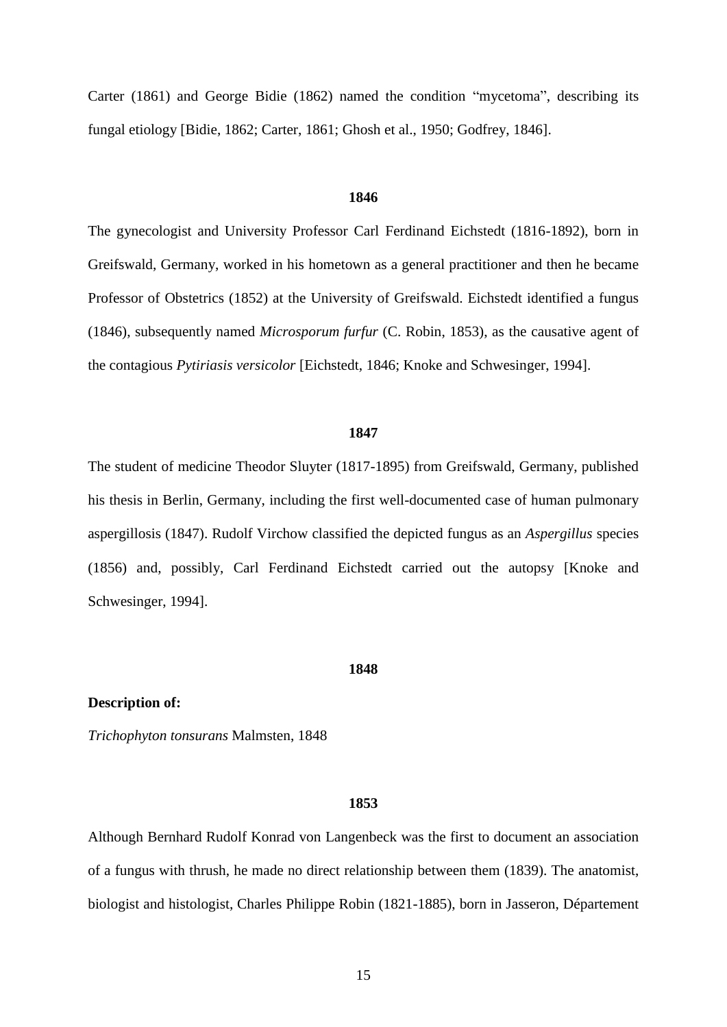Carter (1861) and George Bidie (1862) named the condition "mycetoma", describing its fungal etiology [Bidie, 1862; Carter, 1861; Ghosh et al., 1950; Godfrey, 1846].

**1846**

The gynecologist and University Professor Carl Ferdinand Eichstedt (1816-1892), born in Greifswald, Germany, worked in his hometown as a general practitioner and then he became Professor of Obstetrics (1852) at the University of Greifswald. Eichstedt identified a fungus (1846), subsequently named *Microsporum furfur* (C. Robin, 1853), as the causative agent of the contagious *Pytiriasis versicolor* [Eichstedt, 1846; Knoke and Schwesinger, 1994].

**1847**

The student of medicine Theodor Sluyter (1817-1895) from Greifswald, Germany, published his thesis in Berlin, Germany, including the first well-documented case of human pulmonary aspergillosis (1847). Rudolf Virchow classified the depicted fungus as an *Aspergillus* species (1856) and, possibly, Carl Ferdinand Eichstedt carried out the autopsy [Knoke and Schwesinger, 1994].

**1848**

**Description of:**

*Trichophyton tonsurans* Malmsten, 1848

**1853**

Although Bernhard Rudolf Konrad von Langenbeck was the first to document an association of a fungus with thrush, he made no direct relationship between them (1839). The anatomist, biologist and histologist, Charles Philippe Robin (1821-1885), born in Jasseron, Département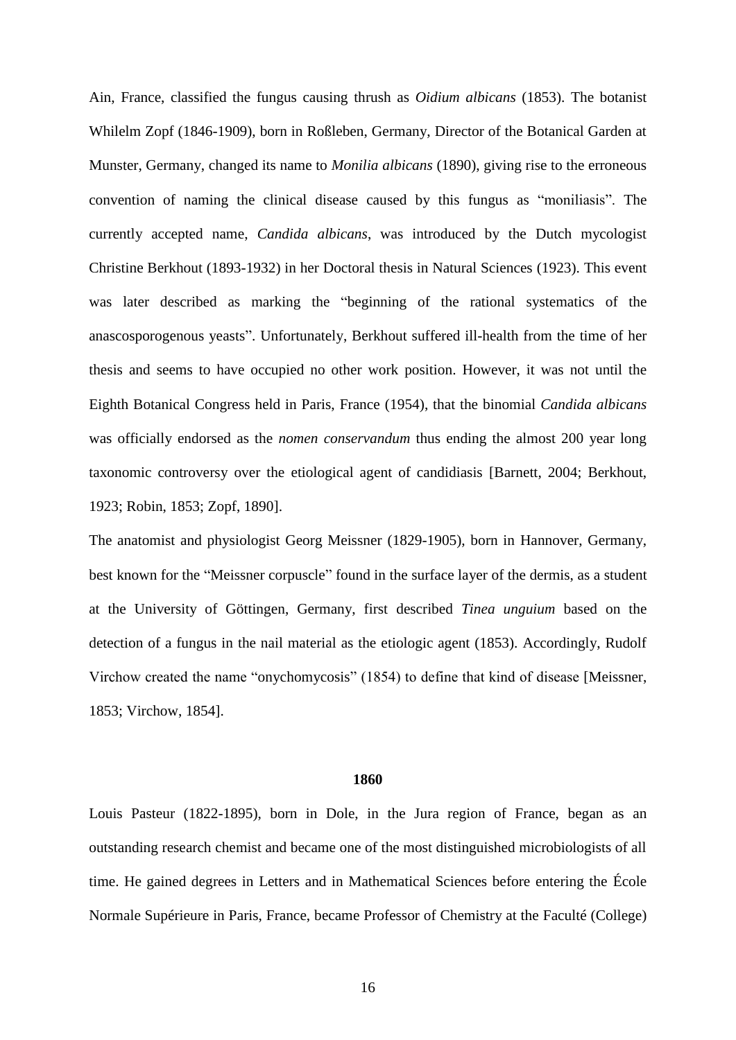Ain, France, classified the fungus causing thrush as *Oidium albicans* (1853). The botanist Whilelm Zopf (1846-1909), born in Roßleben, Germany, Director of the Botanical Garden at Munster, Germany, changed its name to *Monilia albicans* (1890), giving rise to the erroneous convention of naming the clinical disease caused by this fungus as "moniliasis". The currently accepted name, *Candida albicans*, was introduced by the Dutch mycologist Christine Berkhout (1893-1932) in her Doctoral thesis in Natural Sciences (1923). This event was later described as marking the "beginning of the rational systematics of the anascosporogenous yeasts". Unfortunately, Berkhout suffered ill-health from the time of her thesis and seems to have occupied no other work position. However, it was not until the Eighth Botanical Congress held in Paris, France (1954), that the binomial *Candida albicans* was officially endorsed as the *nomen conservandum* thus ending the almost 200 year long taxonomic controversy over the etiological agent of candidiasis [Barnett, 2004; Berkhout, 1923; Robin, 1853; Zopf, 1890].

The anatomist and physiologist Georg Meissner (1829-1905), born in Hannover, Germany, best known for the "Meissner corpuscle" found in the surface layer of the dermis, as a student at the University of Göttingen, Germany, first described *Tinea unguium* based on the detection of a fungus in the nail material as the etiologic agent (1853). Accordingly, Rudolf Virchow created the name "onychomycosis" (1854) to define that kind of disease [Meissner, 1853; Virchow, 1854].

**1860**

Louis Pasteur (1822-1895), born in Dole, in the Jura region of France, began as an outstanding research chemist and became one of the most distinguished microbiologists of all time. He gained degrees in Letters and in Mathematical Sciences before entering the École Normale Supérieure in Paris, France, became Professor of Chemistry at the Faculté (College)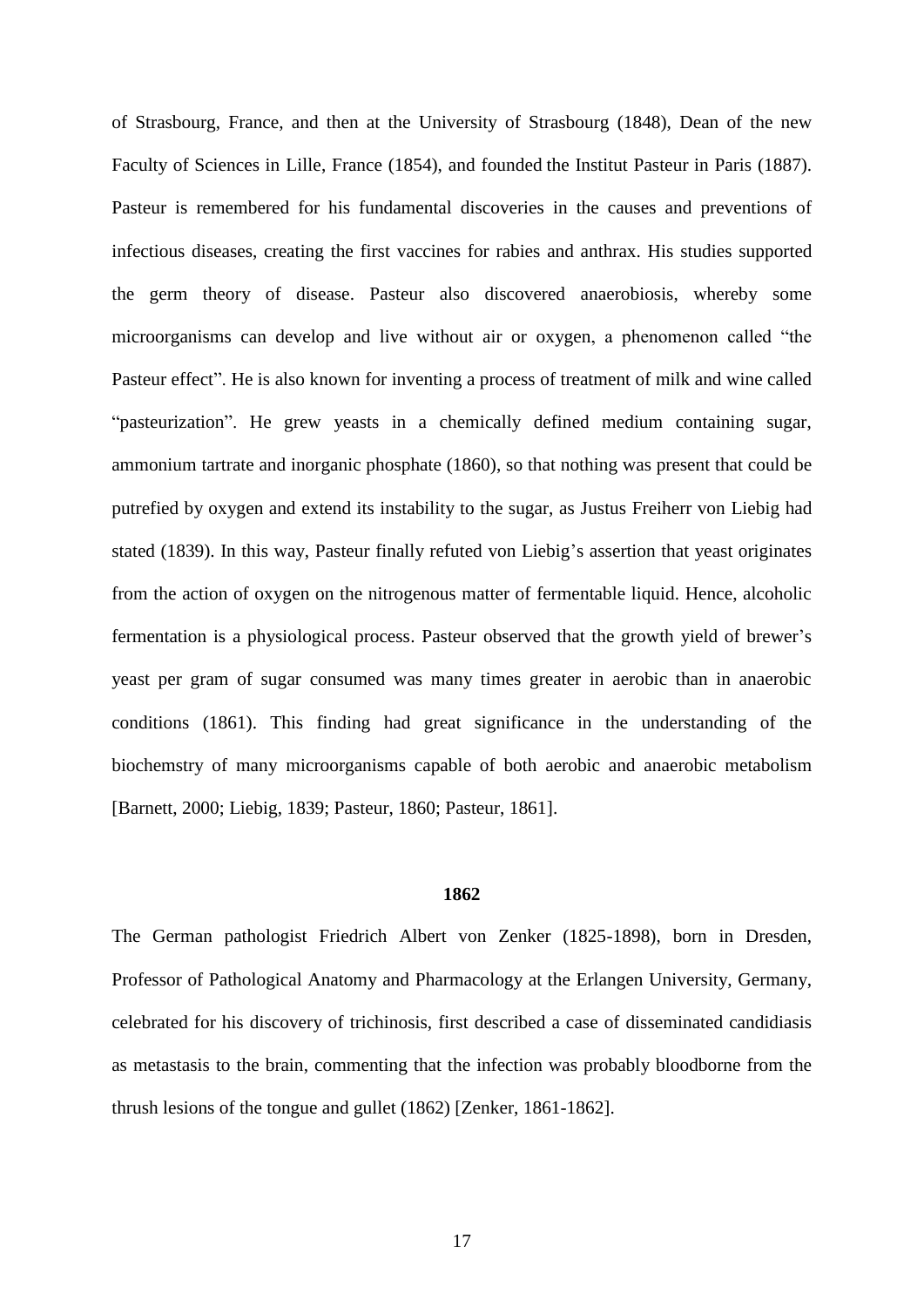of Strasbourg, France, and then at the University of Strasbourg (1848), Dean of the new Faculty of Sciences in Lille, France (1854), and founded the Institut Pasteur in Paris (1887). Pasteur is remembered for his fundamental discoveries in the causes and preventions of infectious diseases, creating the first vaccines for rabies and anthrax. His studies supported the germ theory of disease. Pasteur also discovered anaerobiosis, whereby some microorganisms can develop and live without air or oxygen, a phenomenon called "the Pasteur effect". He is also known for inventing a process of treatment of milk and wine called "pasteurization". He grew yeasts in a chemically defined medium containing sugar, ammonium tartrate and inorganic phosphate (1860), so that nothing was present that could be putrefied by oxygen and extend its instability to the sugar, as Justus Freiherr von Liebig had stated (1839). In this way, Pasteur finally refuted von Liebig's assertion that yeast originates from the action of oxygen on the nitrogenous matter of fermentable liquid. Hence, alcoholic fermentation is a physiological process. Pasteur observed that the growth yield of brewer's yeast per gram of sugar consumed was many times greater in aerobic than in anaerobic conditions (1861). This finding had great significance in the understanding of the biochemstry of many microorganisms capable of both aerobic and anaerobic metabolism [Barnett, 2000; Liebig, 1839; Pasteur, 1860; Pasteur, 1861].

**1862**

The German pathologist Friedrich Albert von Zenker (1825-1898), born in Dresden, Professor of Pathological Anatomy and Pharmacology at the Erlangen University, Germany, celebrated for his discovery of trichinosis, first described a case of disseminated candidiasis as metastasis to the brain, commenting that the infection was probably bloodborne from the thrush lesions of the tongue and gullet (1862) [Zenker, 1861-1862].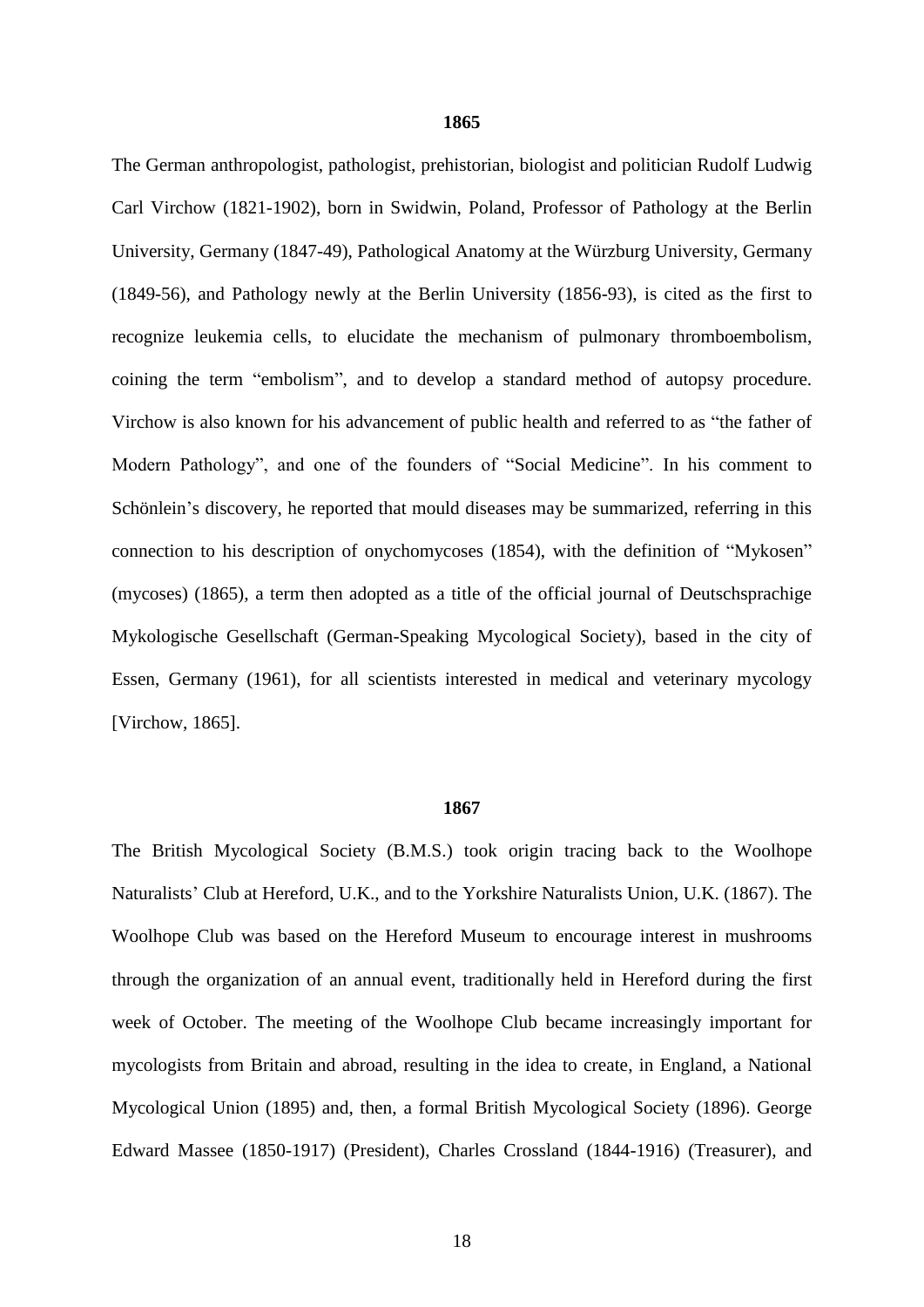**1865**

The German anthropologist, pathologist, prehistorian, biologist and politician Rudolf Ludwig Carl Virchow (1821-1902), born in Swidwin, Poland, Professor of Pathology at the Berlin University, Germany (1847-49), Pathological Anatomy at the Würzburg University, Germany (1849-56), and Pathology newly at the Berlin University (1856-93), is cited as the first to recognize leukemia cells, to elucidate the mechanism of pulmonary thromboembolism, coining the term "embolism", and to develop a standard method of autopsy procedure. Virchow is also known for his advancement of public health and referred to as "the father of Modern Pathology", and one of the founders of "Social Medicine". In his comment to Schönlein's discovery, he reported that mould diseases may be summarized, referring in this connection to his description of onychomycoses (1854), with the definition of "Mykosen" (mycoses) (1865), a term then adopted as a title of the official journal of Deutschsprachige Mykologische Gesellschaft (German-Speaking Mycological Society), based in the city of Essen, Germany (1961), for all scientists interested in medical and veterinary mycology [Virchow, 1865].

**1867**

The British Mycological Society (B.M.S.) took origin tracing back to the Woolhope Naturalists' Club at Hereford, U.K., and to the Yorkshire Naturalists Union, U.K. (1867). The Woolhope Club was based on the Hereford Museum to encourage interest in mushrooms through the organization of an annual event, traditionally held in Hereford during the first week of October. The meeting of the Woolhope Club became increasingly important for mycologists from Britain and abroad, resulting in the idea to create, in England, a National Mycological Union (1895) and, then, a formal British Mycological Society (1896). George Edward Massee (1850-1917) (President), Charles Crossland (1844-1916) (Treasurer), and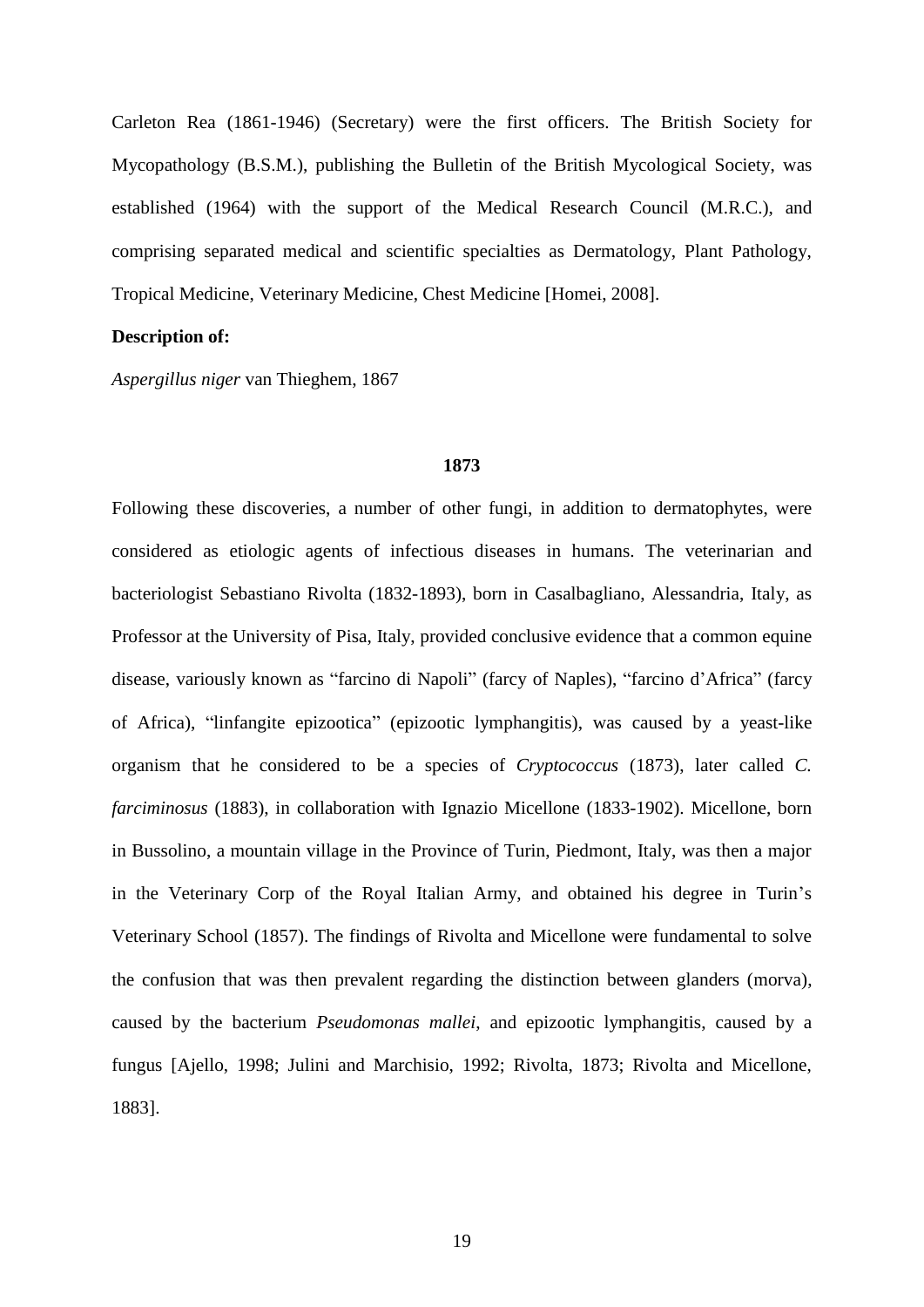Carleton Rea (1861-1946) (Secretary) were the first officers. The British Society for Mycopathology (B.S.M.), publishing the Bulletin of the British Mycological Society, was established (1964) with the support of the Medical Research Council (M.R.C.), and comprising separated medical and scientific specialties as Dermatology, Plant Pathology, Tropical Medicine, Veterinary Medicine, Chest Medicine [Homei, 2008].

**Description of:**

*Aspergillus niger* van Thieghem, 1867

## 1873

Following these discoveries, a number of other fungi, in addition to dermatophytes, were considered as etiologic agents of infectious diseases in humans. The veterinarian and bacteriologist Sebastiano Rivolta (1832-1893), born in Casalbagliano, Alessandria, Italy, as Professor at the University of Pisa, Italy, provided conclusive evidence that a common equine disease, variously known as "farcino di Napoli" (farcy of Naples), "farcino d'Africa" (farcy of Africa), "linfangite epizootica" (epizootic lymphangitis), was caused by a yeast-like organism that he considered to be a species of *Cryptococcus* (1873), later called *C. farciminosus* (1883), in collaboration with Ignazio Micellone (1833-1902). Micellone, born in Bussolino, a mountain village in the Province of Turin, Piedmont, Italy, was then a major in the Veterinary Corp of the Royal Italian Army, and obtained his degree in Turin's Veterinary School (1857). The findings of Rivolta and Micellone were fundamental to solve the confusion that was then prevalent regarding the distinction between glanders (morva), caused by the bacterium *Pseudomonas mallei*, and epizootic lymphangitis, caused by a fungus [Ajello, 1998; Julini and Marchisio, 1992; Rivolta, 1873; Rivolta and Micellone, 1883].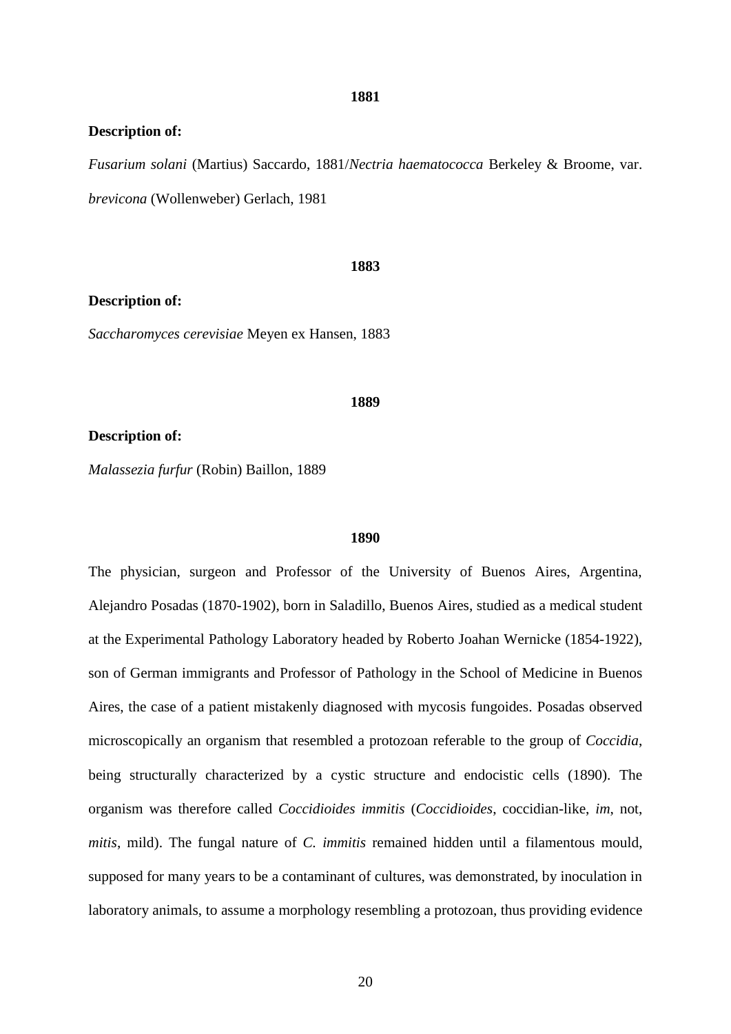## 1881

**Description of:**

*Fusarium solani* (Martius) Saccardo, 1881/*Nectria haematococca* Berkeley & Broome, var. *brevicona* (Wollenweber) Gerlach, 1981

## 1883

**Description of:**

*Saccharomyces cerevisiae* Meyen ex Hansen, 1883

## 1889

**Description of:**

*Malassezia furfur* (Robin) Baillon, 1889

## 1890

The physician, surgeon and Professor of the University of Buenos Aires, Argentina, Alejandro Posadas (1870-1902), born in Saladillo, Buenos Aires, studied as a medical student at the Experimental Pathology Laboratory headed by Roberto Joahan Wernicke (1854-1922), son of German immigrants and Professor of Pathology in the School of Medicine in Buenos Aires, the case of a patient mistakenly diagnosed with mycosis fungoides. Posadas observed microscopically an organism that resembled a protozoan referable to the group of *Coccidia*, being structurally characterized by a cystic structure and endocistic cells (1890). The organism was therefore called *Coccidioides immitis* (*Coccidioides*, coccidian-like, *im*, not, *mitis*, mild). The fungal nature of *C. immitis* remained hidden until a filamentous mould, supposed for many years to be a contaminant of cultures, was demonstrated, by inoculation in laboratory animals, to assume a morphology resembling a protozoan, thus providing evidence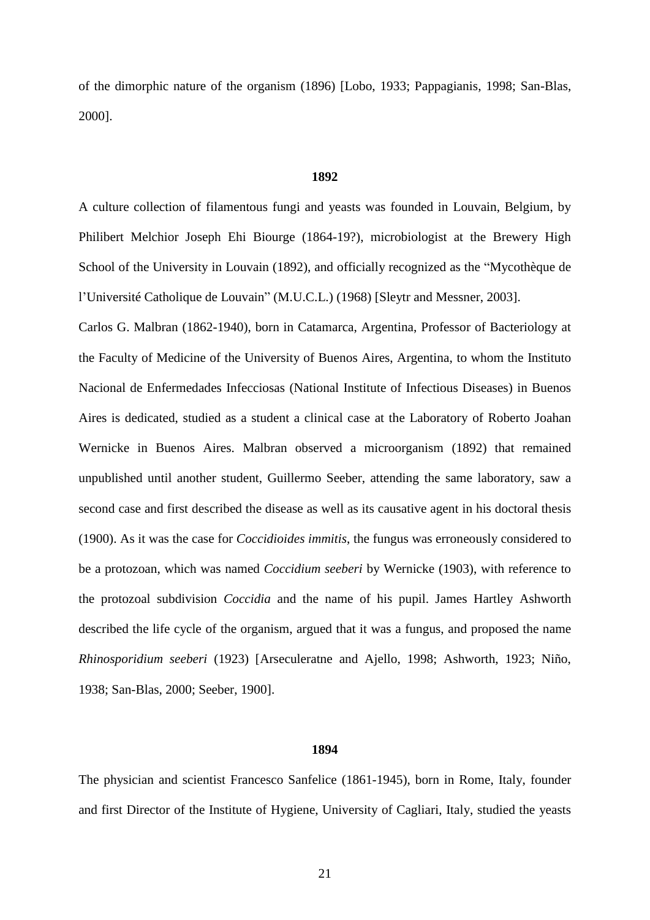of the dimorphic nature of the organism (1896) [Lobo, 1933; Pappagianis, 1998; San-Blas, 2000].

**1892**

A culture collection of filamentous fungi and yeasts was founded in Louvain, Belgium, by Philibert Melchior Joseph Ehi Biourge (1864-19?), microbiologist at the Brewery High School of the University in Louvain (1892), and officially recognized as the "Mycothèque de l'Université Catholique de Louvain" (M.U.C.L.) (1968) [Sleytr and Messner, 2003].

Carlos G. Malbran (1862-1940), born in Catamarca, Argentina, Professor of Bacteriology at the Faculty of Medicine of the University of Buenos Aires, Argentina, to whom the Instituto Nacional de Enfermedades Infecciosas (National Institute of Infectious Diseases) in Buenos Aires is dedicated, studied as a student a clinical case at the Laboratory of Roberto Joahan Wernicke in Buenos Aires. Malbran observed a microorganism (1892) that remained unpublished until another student, Guillermo Seeber, attending the same laboratory, saw a second case and first described the disease as well as its causative agent in his doctoral thesis (1900). As it was the case for *Coccidioides immitis*, the fungus was erroneously considered to be a protozoan, which was named *Coccidium seeberi* by Wernicke (1903), with reference to the protozoal subdivision *Coccidia* and the name of his pupil. James Hartley Ashworth described the life cycle of the organism, argued that it was a fungus, and proposed the name *Rhinosporidium seeberi* (1923) [Arseculeratne and Ajello, 1998; Ashworth, 1923; Niño, 1938; San-Blas, 2000; Seeber, 1900].

**1894**

The physician and scientist Francesco Sanfelice (1861-1945), born in Rome, Italy, founder and first Director of the Institute of Hygiene, University of Cagliari, Italy, studied the yeasts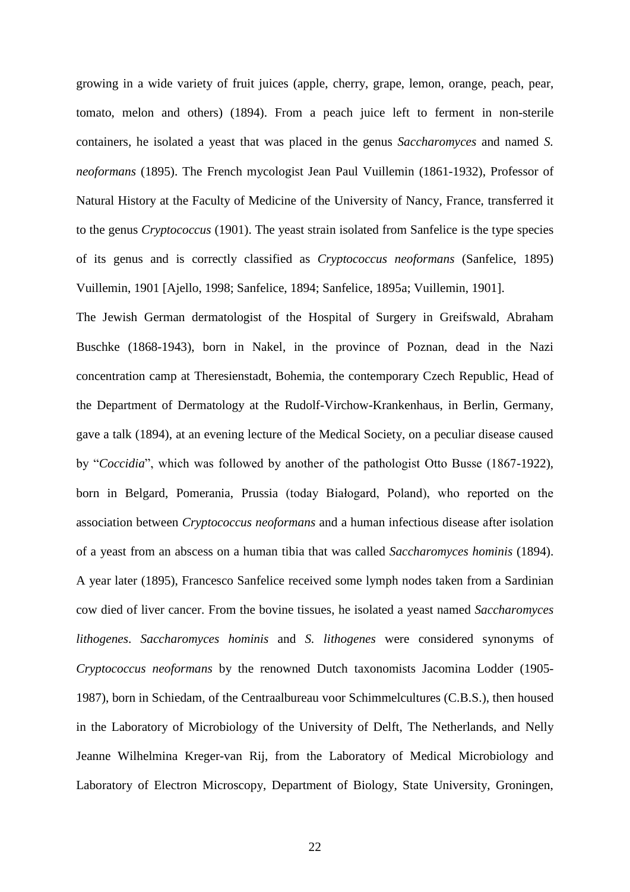growing in a wide variety of fruit juices (apple, cherry, grape, lemon, orange, peach, pear, tomato, melon and others) (1894). From a peach juice left to ferment in non-sterile containers, he isolated a yeast that was placed in the genus *Saccharomyces* and named *S. neoformans* (1895). The French mycologist Jean Paul Vuillemin (1861-1932), Professor of Natural History at the Faculty of Medicine of the University of Nancy, France, transferred it to the genus *Cryptococcus* (1901). The yeast strain isolated from Sanfelice is the type species of its genus and is correctly classified as *Cryptococcus neoformans* (Sanfelice, 1895) Vuillemin, 1901 [Ajello, 1998; Sanfelice, 1894; Sanfelice, 1895a; Vuillemin, 1901].

The Jewish German dermatologist of the Hospital of Surgery in Greifswald, Abraham Buschke (1868-1943), born in Nakel, in the province of Poznan, dead in the Nazi concentration camp at Theresienstadt, Bohemia, the contemporary Czech Republic, Head of the Department of Dermatology at the Rudolf-Virchow-Krankenhaus, in Berlin, Germany, gave a talk (1894), at an evening lecture of the Medical Society, on a peculiar disease caused by "*Coccidia*", which was followed by another of the pathologist Otto Busse (1867-1922), born in Belgard, Pomerania, Prussia (today Białogard, Poland), who reported on the association between *Cryptococcus neoformans* and a human infectious disease after isolation of a yeast from an abscess on a human tibia that was called *Saccharomyces hominis* (1894). A year later (1895), Francesco Sanfelice received some lymph nodes taken from a Sardinian cow died of liver cancer. From the bovine tissues, he isolated a yeast named *Saccharomyces lithogenes*. *Saccharomyces hominis* and *S. lithogenes* were considered synonyms of *Cryptococcus neoformans* by the renowned Dutch taxonomists Jacomina Lodder (1905-1987), born in Schiedam, of the Centraalbureau voor Schimmelcultures (C.B.S.), then housed in the Laboratory of Microbiology of the University of Delft, The Netherlands, and Nelly Jeanne Wilhelmina Kreger-van Rij, from the Laboratory of Medical Microbiology and Laboratory of Electron Microscopy, Department of Biology, State University, Groningen,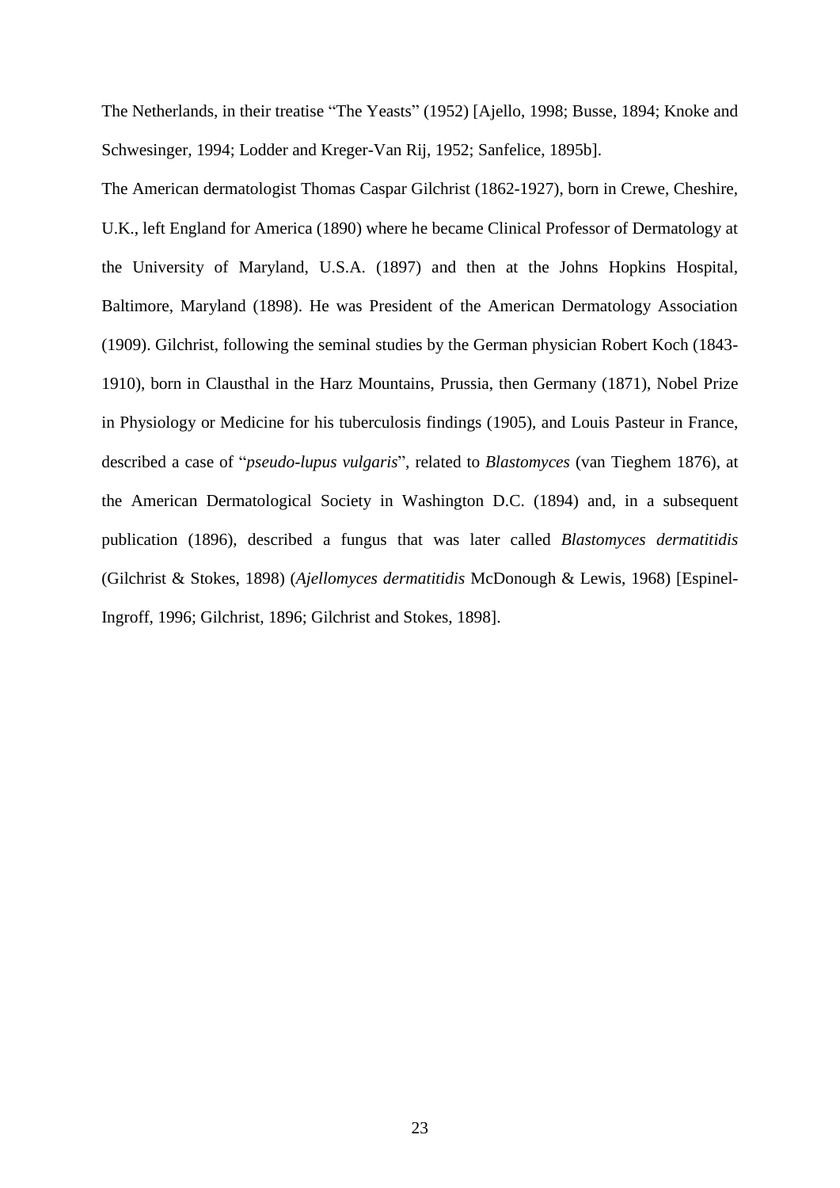The Netherlands, in their treatise "The Yeasts" (1952) [Ajello, 1998; Busse, 1894; Knoke and Schwesinger, 1994; Lodder and Kreger-Van Rij, 1952; Sanfelice, 1895b].

The American dermatologist Thomas Caspar Gilchrist (1862-1927), born in Crewe, Cheshire, U.K., left England for America (1890) where he became Clinical Professor of Dermatology at the University of Maryland, U.S.A. (1897) and then at the Johns Hopkins Hospital, Baltimore, Maryland (1898). He was President of the American Dermatology Association (1909). Gilchrist, following the seminal studies by the German physician Robert Koch (1843-1910), born in Clausthal in the Harz Mountains, Prussia, then Germany (1871), Nobel Prize in Physiology or Medicine for his tuberculosis findings (1905), and Louis Pasteur in France, described a case of "*pseudo-lupus vulgaris*", related to *Blastomyces* (van Tieghem 1876), at the American Dermatological Society in Washington D.C. (1894) and, in a subsequent publication (1896), described a fungus that was later called *Blastomyces dermatitidis* (Gilchrist & Stokes, 1898) (*Ajellomyces dermatitidis* McDonough & Lewis, 1968) [Espinel-Ingroff, 1996; Gilchrist, 1896; Gilchrist and Stokes, 1898].